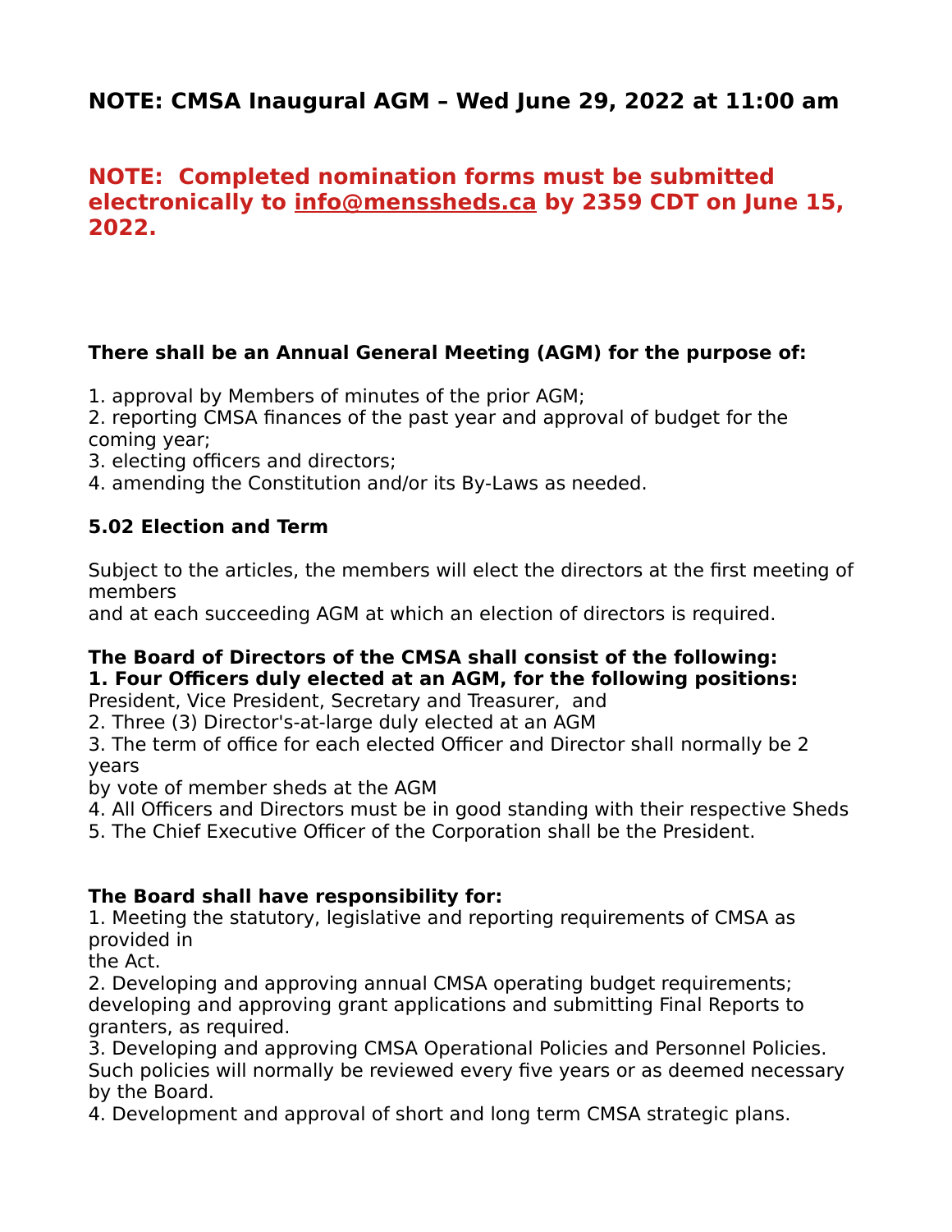## NOTE: CMSA Inaugural AGM – Wed June 29, 2022 at 11:00 am

## NOTE: Completed nomination forms must be submitted electronically to info@menssheds.ca by 2359 CDT on June 15, 2022.

**There shall be an Annual General Meeting (AGM) for the purpose of:**

1. approval by Members of minutes of the prior AGM;
2. reporting CMSA finances of the past year and approval of budget for the coming year;
3. electing officers and directors;
4. amending the Constitution and/or its By-Laws as needed.

**5.02 Election and Term**

Subject to the articles, the members will elect the directors at the first meeting of members and at each succeeding AGM at which an election of directors is required.

**The Board of Directors of the CMSA shall consist of the following:**

**1. Four Officers duly elected at an AGM, for the following positions:**
President, Vice President, Secretary and Treasurer, and
2. Three (3) Director's-at-large duly elected at an AGM
3. The term of office for each elected Officer and Director shall normally be 2 years by vote of member sheds at the AGM
4. All Officers and Directors must be in good standing with their respective Sheds
5. The Chief Executive Officer of the Corporation shall be the President.

**The Board shall have responsibility for:**

1. Meeting the statutory, legislative and reporting requirements of CMSA as provided in the Act.
2. Developing and approving annual CMSA operating budget requirements; developing and approving grant applications and submitting Final Reports to granters, as required.
3. Developing and approving CMSA Operational Policies and Personnel Policies. Such policies will normally be reviewed every five years or as deemed necessary by the Board.
4. Development and approval of short and long term CMSA strategic plans.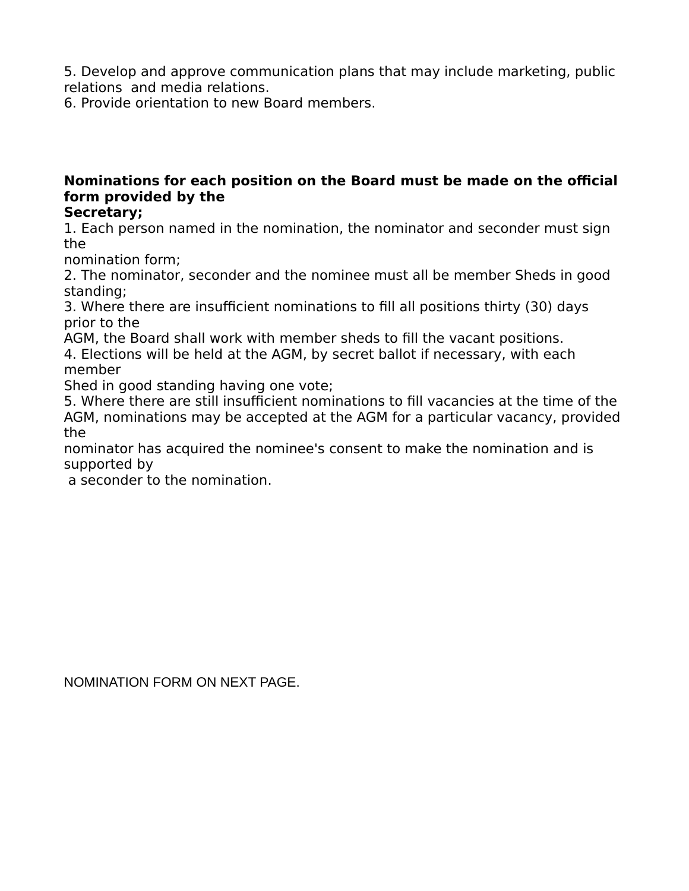5. Develop and approve communication plans that may include marketing, public relations and media relations.
6. Provide orientation to new Board members.

**Nominations for each position on the Board must be made on the official form provided by the Secretary;**

1. Each person named in the nomination, the nominator and seconder must sign the nomination form;
2. The nominator, seconder and the nominee must all be member Sheds in good standing;
3. Where there are insufficient nominations to fill all positions thirty (30) days prior to the AGM, the Board shall work with member sheds to fill the vacant positions.
4. Elections will be held at the AGM, by secret ballot if necessary, with each member Shed in good standing having one vote;
5. Where there are still insufficient nominations to fill vacancies at the time of the AGM, nominations may be accepted at the AGM for a particular vacancy, provided the nominator has acquired the nominee's consent to make the nomination and is supported by a seconder to the nomination.

NOMINATION FORM ON NEXT PAGE.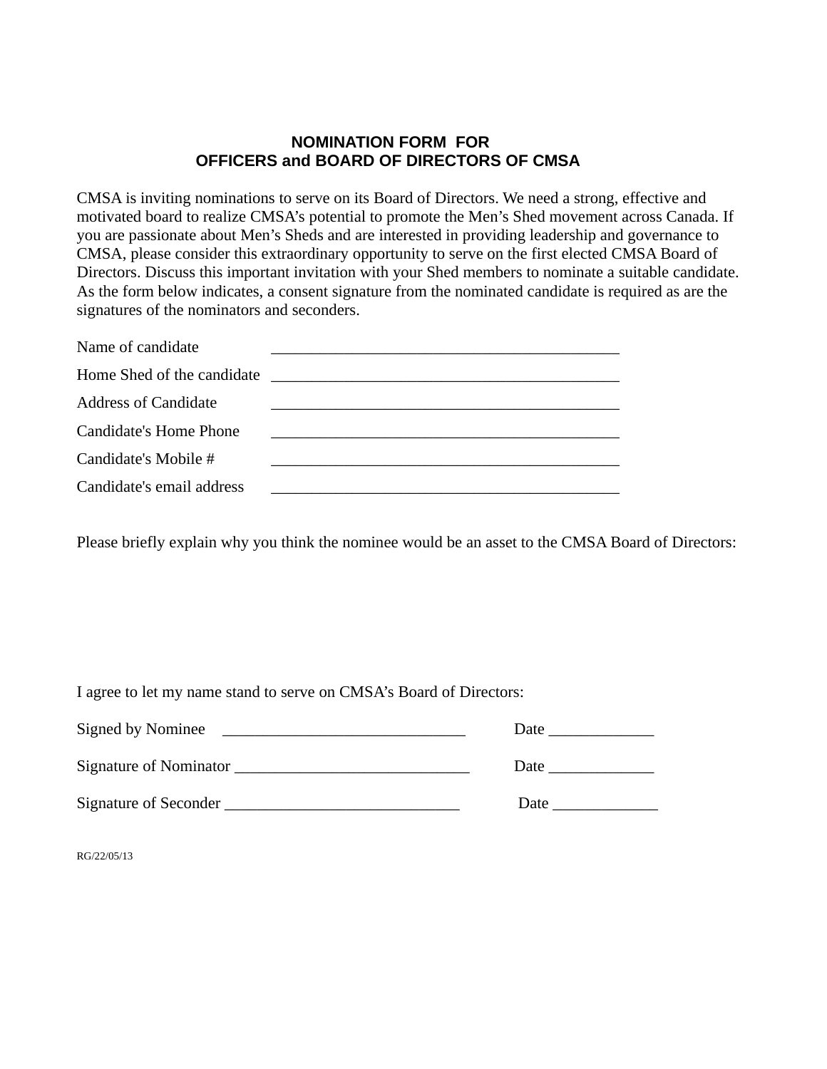## NOMINATION FORM FOR
## OFFICERS and BOARD OF DIRECTORS OF CMSA

CMSA is inviting nominations to serve on its Board of Directors. We need a strong, effective and motivated board to realize CMSA's potential to promote the Men's Shed movement across Canada. If you are passionate about Men's Sheds and are interested in providing leadership and governance to CMSA, please consider this extraordinary opportunity to serve on the first elected CMSA Board of Directors. Discuss this important invitation with your Shed members to nominate a suitable candidate. As the form below indicates, a consent signature from the nominated candidate is required as are the signatures of the nominators and seconders.

Name of candidate ____________________________________________

Home Shed of the candidate ____________________________________________

Address of Candidate ____________________________________________

Candidate's Home Phone ____________________________________________

Candidate's Mobile # ____________________________________________

Candidate's email address ____________________________________________

Please briefly explain why you think the nominee would be an asset to the CMSA Board of Directors:

I agree to let my name stand to serve on CMSA's Board of Directors:

Signed by Nominee ______________________________ Date _____________

Signature of Nominator _____________________________ Date _____________

Signature of Seconder _____________________________ Date _____________

RG/22/05/13